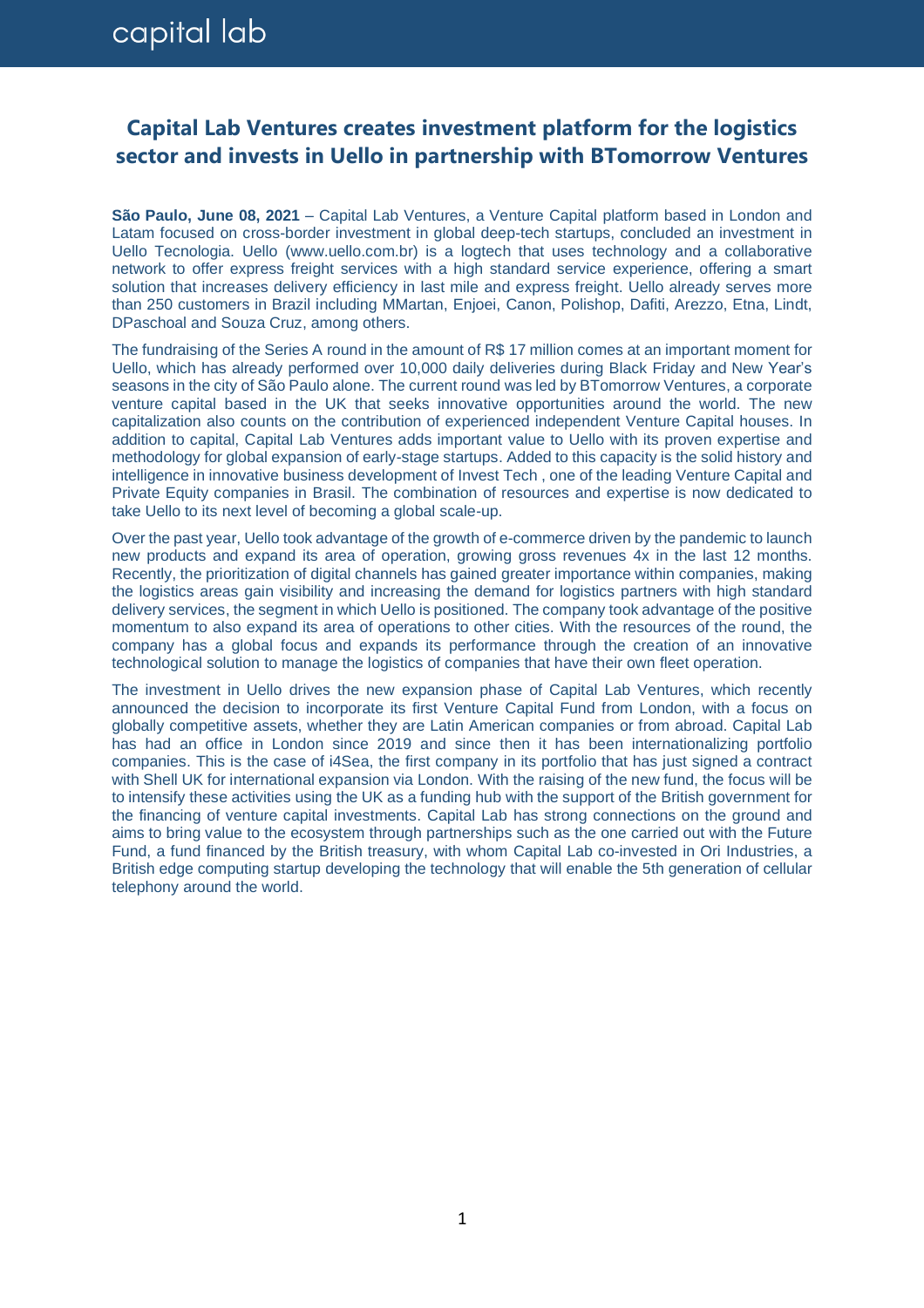# Capital Lab Ventures creates investment platform for the logistics sector and invests in Uello in partnership with BTomorrow Ventures

**São Paulo, June 08, 2021** – Capital Lab Ventures, a Venture Capital platform based in London and Latam focused on cross-border investment in global deep-tech startups, concluded an investment in Uello Tecnologia. Uello (www.uello.com.br) is a logtech that uses technology and a collaborative network to offer express freight services with a high standard service experience, offering a smart solution that increases delivery efficiency in last mile and express freight. Uello already serves more than 250 customers in Brazil including MMartan, Enjoei, Canon, Polishop, Dafiti, Arezzo, Etna, Lindt, DPaschoal and Souza Cruz, among others.

The fundraising of the Series A round in the amount of R$ 17 million comes at an important moment for Uello, which has already performed over 10,000 daily deliveries during Black Friday and New Year's seasons in the city of São Paulo alone. The current round was led by BTomorrow Ventures, a corporate venture capital based in the UK that seeks innovative opportunities around the world. The new capitalization also counts on the contribution of experienced independent Venture Capital houses. In addition to capital, Capital Lab Ventures adds important value to Uello with its proven expertise and methodology for global expansion of early-stage startups. Added to this capacity is the solid history and intelligence in innovative business development of Invest Tech , one of the leading Venture Capital and Private Equity companies in Brasil. The combination of resources and expertise is now dedicated to take Uello to its next level of becoming a global scale-up.

Over the past year, Uello took advantage of the growth of e-commerce driven by the pandemic to launch new products and expand its area of operation, growing gross revenues 4x in the last 12 months. Recently, the prioritization of digital channels has gained greater importance within companies, making the logistics areas gain visibility and increasing the demand for logistics partners with high standard delivery services, the segment in which Uello is positioned. The company took advantage of the positive momentum to also expand its area of operations to other cities. With the resources of the round, the company has a global focus and expands its performance through the creation of an innovative technological solution to manage the logistics of companies that have their own fleet operation.

The investment in Uello drives the new expansion phase of Capital Lab Ventures, which recently announced the decision to incorporate its first Venture Capital Fund from London, with a focus on globally competitive assets, whether they are Latin American companies or from abroad. Capital Lab has had an office in London since 2019 and since then it has been internationalizing portfolio companies. This is the case of i4Sea, the first company in its portfolio that has just signed a contract with Shell UK for international expansion via London. With the raising of the new fund, the focus will be to intensify these activities using the UK as a funding hub with the support of the British government for the financing of venture capital investments. Capital Lab has strong connections on the ground and aims to bring value to the ecosystem through partnerships such as the one carried out with the Future Fund, a fund financed by the British treasury, with whom Capital Lab co-invested in Ori Industries, a British edge computing startup developing the technology that will enable the 5th generation of cellular telephony around the world.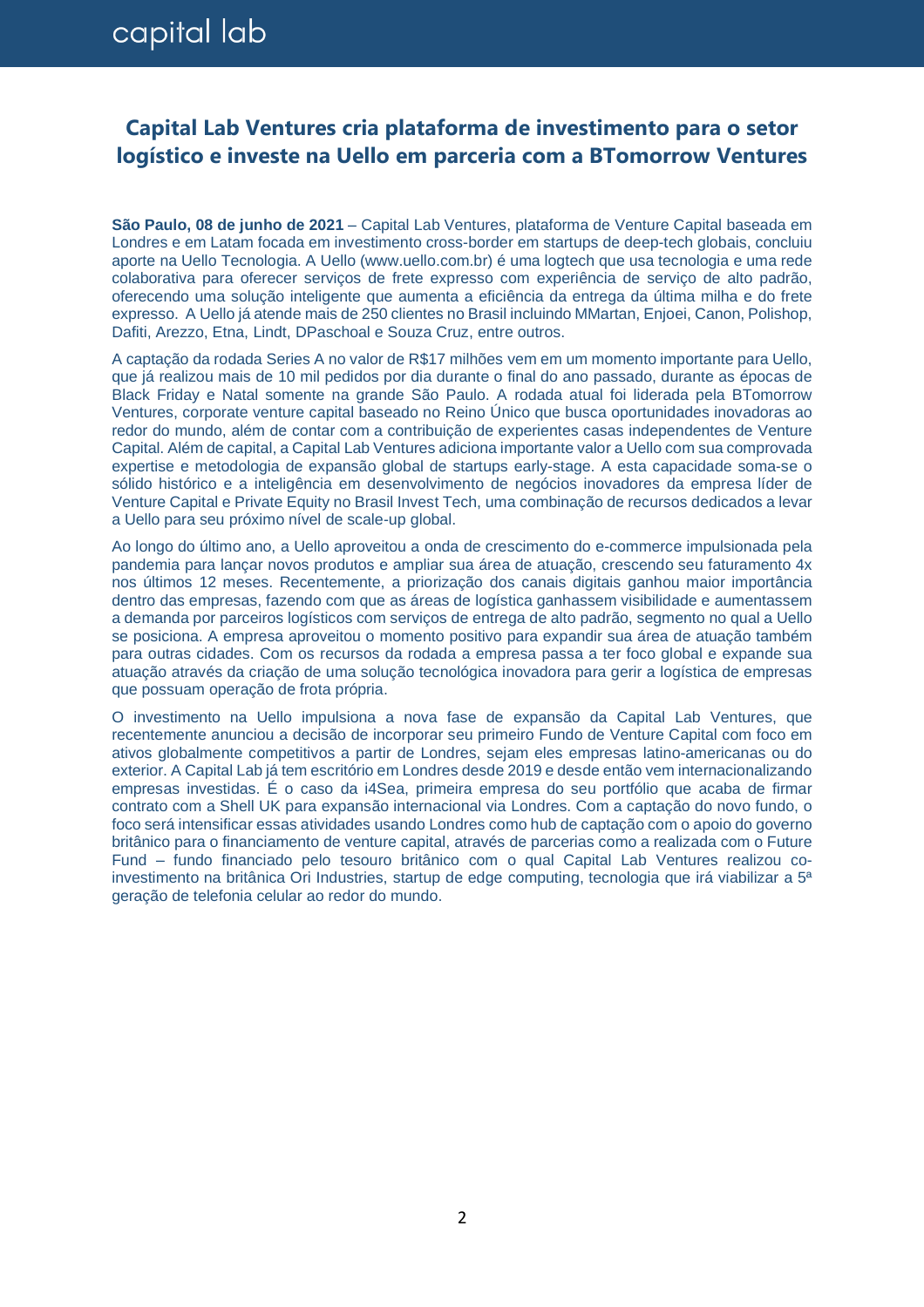# Capital Lab Ventures cria plataforma de investimento para o setor logístico e investe na Uello em parceria com a BTomorrow Ventures

**São Paulo, 08 de junho de 2021** – Capital Lab Ventures, plataforma de Venture Capital baseada em Londres e em Latam focada em investimento cross-border em startups de deep-tech globais, concluiu aporte na Uello Tecnologia. A Uello (www.uello.com.br) é uma logtech que usa tecnologia e uma rede colaborativa para oferecer serviços de frete expresso com experiência de serviço de alto padrão, oferecendo uma solução inteligente que aumenta a eficiência da entrega da última milha e do frete expresso. A Uello já atende mais de 250 clientes no Brasil incluindo MMartan, Enjoei, Canon, Polishop, Dafiti, Arezzo, Etna, Lindt, DPaschoal e Souza Cruz, entre outros.

A captação da rodada Series A no valor de R$17 milhões vem em um momento importante para Uello, que já realizou mais de 10 mil pedidos por dia durante o final do ano passado, durante as épocas de Black Friday e Natal somente na grande São Paulo. A rodada atual foi liderada pela BTomorrow Ventures, corporate venture capital baseado no Reino Único que busca oportunidades inovadoras ao redor do mundo, além de contar com a contribuição de experientes casas independentes de Venture Capital. Além de capital, a Capital Lab Ventures adiciona importante valor a Uello com sua comprovada expertise e metodologia de expansão global de startups early-stage. A esta capacidade soma-se o sólido histórico e a inteligência em desenvolvimento de negócios inovadores da empresa líder de Venture Capital e Private Equity no Brasil Invest Tech, uma combinação de recursos dedicados a levar a Uello para seu próximo nível de scale-up global.

Ao longo do último ano, a Uello aproveitou a onda de crescimento do e-commerce impulsionada pela pandemia para lançar novos produtos e ampliar sua área de atuação, crescendo seu faturamento 4x nos últimos 12 meses. Recentemente, a priorização dos canais digitais ganhou maior importância dentro das empresas, fazendo com que as áreas de logística ganhassem visibilidade e aumentassem a demanda por parceiros logísticos com serviços de entrega de alto padrão, segmento no qual a Uello se posiciona. A empresa aproveitou o momento positivo para expandir sua área de atuação também para outras cidades. Com os recursos da rodada a empresa passa a ter foco global e expande sua atuação através da criação de uma solução tecnológica inovadora para gerir a logística de empresas que possuam operação de frota própria.

O investimento na Uello impulsiona a nova fase de expansão da Capital Lab Ventures, que recentemente anunciou a decisão de incorporar seu primeiro Fundo de Venture Capital com foco em ativos globalmente competitivos a partir de Londres, sejam eles empresas latino-americanas ou do exterior. A Capital Lab já tem escritório em Londres desde 2019 e desde então vem internacionalizando empresas investidas. É o caso da i4Sea, primeira empresa do seu portfólio que acaba de firmar contrato com a Shell UK para expansão internacional via Londres. Com a captação do novo fundo, o foco será intensificar essas atividades usando Londres como hub de captação com o apoio do governo britânico para o financiamento de venture capital, através de parcerias como a realizada com o Future Fund – fundo financiado pelo tesouro britânico com o qual Capital Lab Ventures realizou co-investimento na britânica Ori Industries, startup de edge computing, tecnologia que irá viabilizar a 5ª geração de telefonia celular ao redor do mundo.